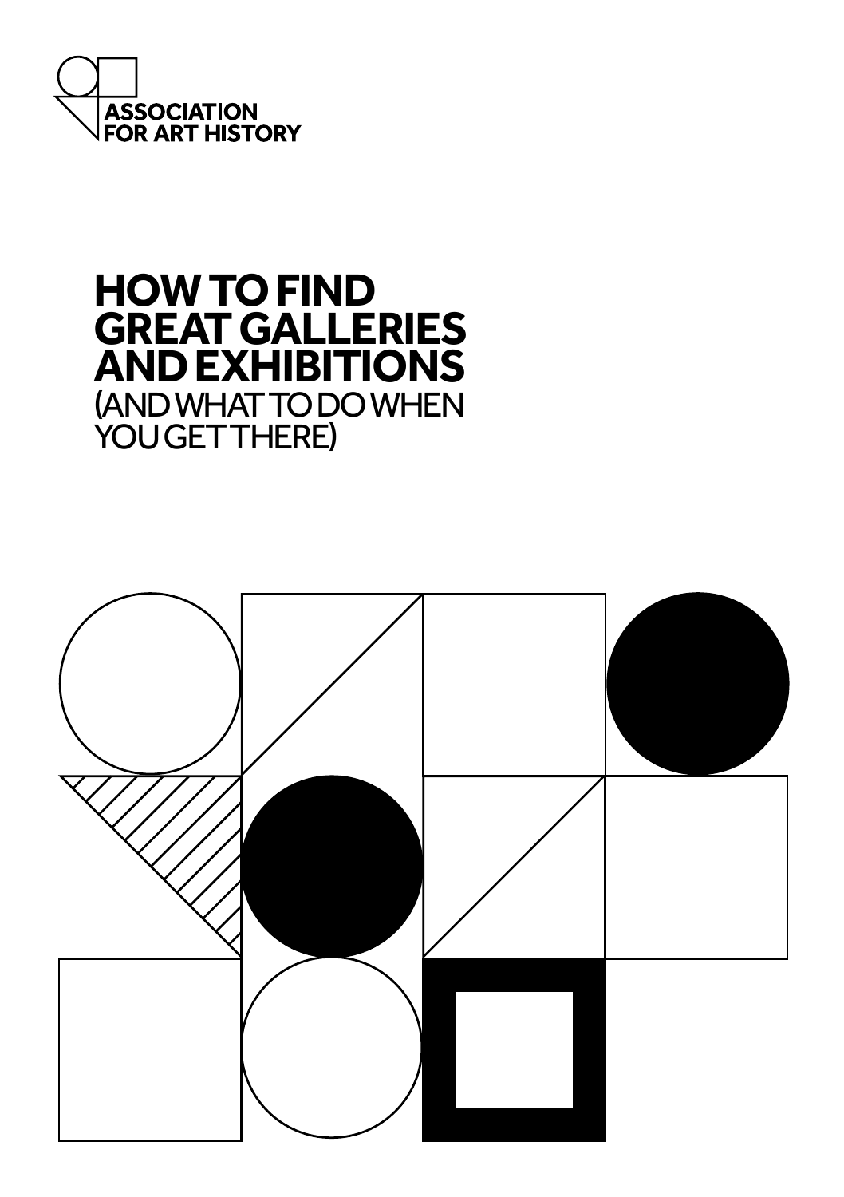ASSOCIATION FOR ART HISTORY

# HOW TO FIND GREAT GALLERIES AND EXHIBITIONS

(AND WHAT TO DO WHEN YOU GET THERE)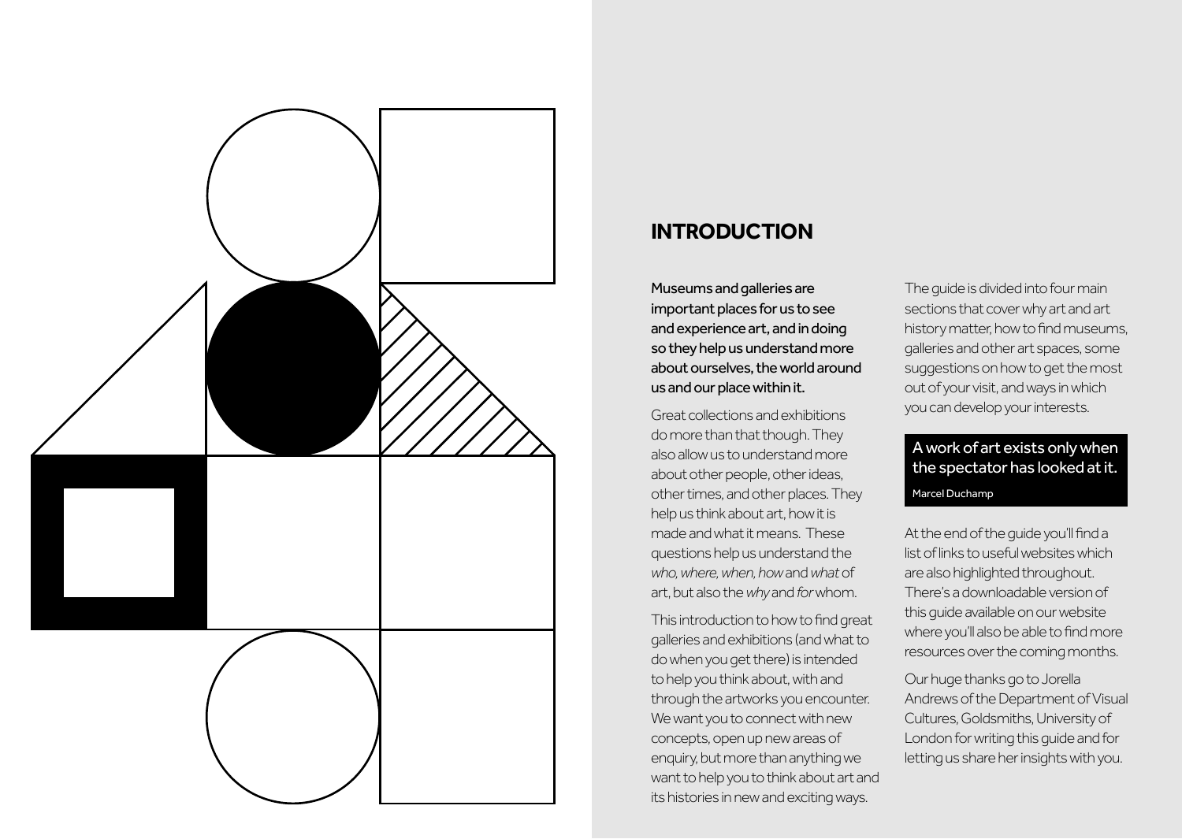## INTRODUCTION

Museums and galleries are important places for us to see and experience art, and in doing so they help us understand more about ourselves, the world around us and our place within it.

Great collections and exhibitions do more than that though. They also allow us to understand more about other people, other ideas, other times, and other places. They help us think about art, how it is made and what it means. These questions help us understand the *who, where, when, how* and *what* of art, but also the *why* and *for* whom.

This introduction to how to find great galleries and exhibitions (and what to do when you get there) is intended to help you think about, with and through the artworks you encounter. We want you to connect with new concepts, open up new areas of enquiry, but more than anything we want to help you to think about art and its histories in new and exciting ways.

The guide is divided into four main sections that cover why art and art history matter, how to find museums, galleries and other art spaces, some suggestions on how to get the most out of your visit, and ways in which you can develop your interests.

> A work of art exists only when the spectator has looked at it.
>
> Marcel Duchamp

At the end of the guide you'll find a list of links to useful websites which are also highlighted throughout. There's a downloadable version of this guide available on our website where you'll also be able to find more resources over the coming months.

Our huge thanks go to Jorella Andrews of the Department of Visual Cultures, Goldsmiths, University of London for writing this guide and for letting us share her insights with you.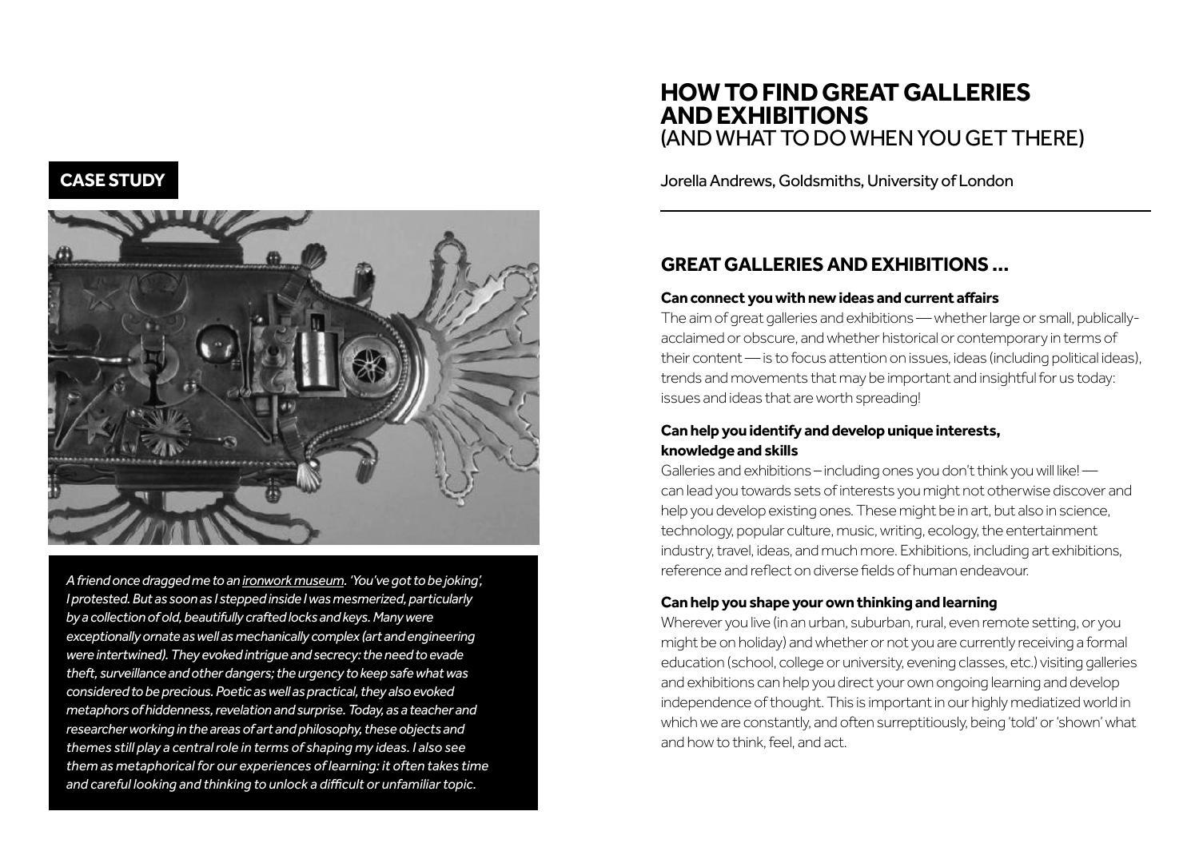**CASE STUDY**

*A friend once dragged me to an ironwork museum. 'You've got to be joking', I protested. But as soon as I stepped inside I was mesmerized, particularly by a collection of old, beautifully crafted locks and keys. Many were exceptionally ornate as well as mechanically complex (art and engineering were intertwined). They evoked intrigue and secrecy: the need to evade theft, surveillance and other dangers; the urgency to keep safe what was considered to be precious. Poetic as well as practical, they also evoked metaphors of hiddenness, revelation and surprise. Today, as a teacher and researcher working in the areas of art and philosophy, these objects and themes still play a central role in terms of shaping my ideas. I also see them as metaphorical for our experiences of learning: it often takes time and careful looking and thinking to unlock a difficult or unfamiliar topic.*

# HOW TO FIND GREAT GALLERIES AND EXHIBITIONS
(AND WHAT TO DO WHEN YOU GET THERE)

Jorella Andrews, Goldsmiths, University of London

## GREAT GALLERIES AND EXHIBITIONS ...

### Can connect you with new ideas and current affairs

The aim of great galleries and exhibitions — whether large or small, publically-acclaimed or obscure, and whether historical or contemporary in terms of their content — is to focus attention on issues, ideas (including political ideas), trends and movements that may be important and insightful for us today: issues and ideas that are worth spreading!

### Can help you identify and develop unique interests, knowledge and skills

Galleries and exhibitions – including ones you don't think you will like! — can lead you towards sets of interests you might not otherwise discover and help you develop existing ones. These might be in art, but also in science, technology, popular culture, music, writing, ecology, the entertainment industry, travel, ideas, and much more. Exhibitions, including art exhibitions, reference and reflect on diverse fields of human endeavour.

### Can help you shape your own thinking and learning

Wherever you live (in an urban, suburban, rural, even remote setting, or you might be on holiday) and whether or not you are currently receiving a formal education (school, college or university, evening classes, etc.) visiting galleries and exhibitions can help you direct your own ongoing learning and develop independence of thought. This is important in our highly mediatized world in which we are constantly, and often surreptitiously, being 'told' or 'shown' what and how to think, feel, and act.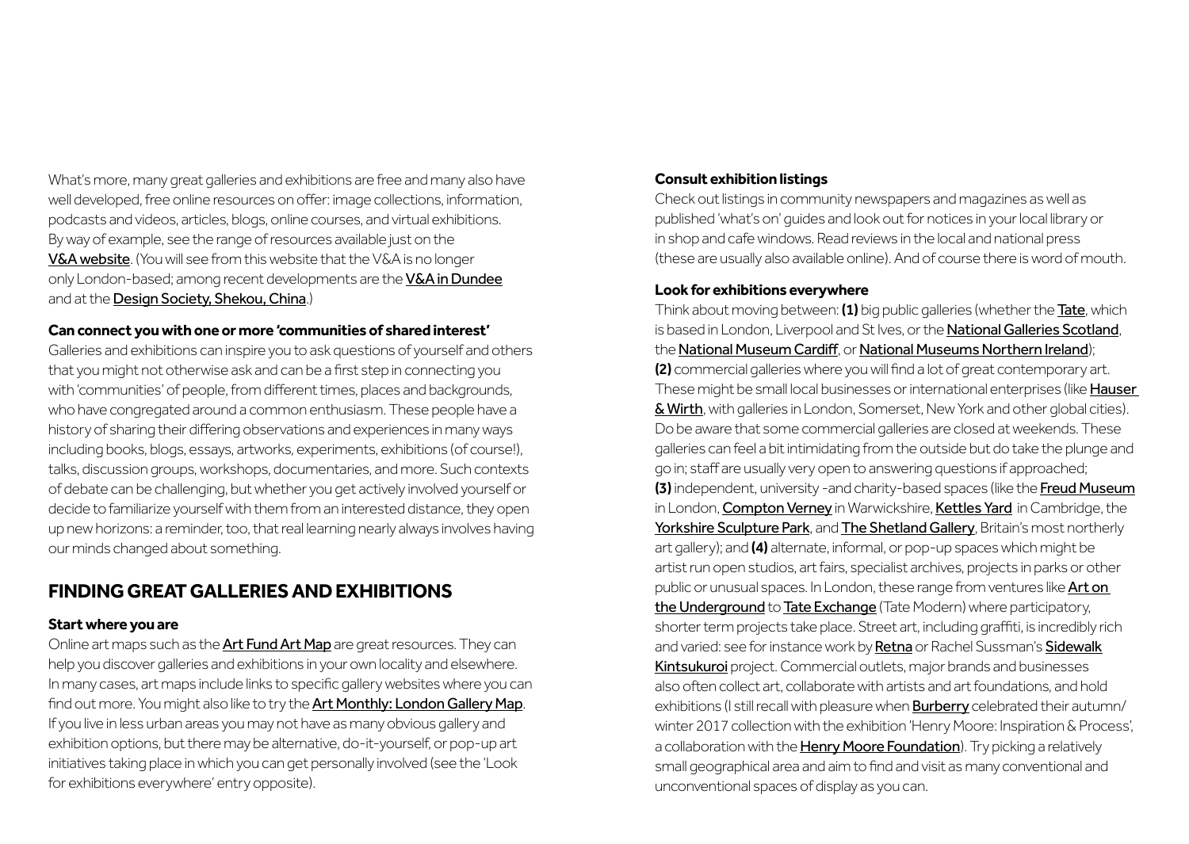What's more, many great galleries and exhibitions are free and many also have well developed, free online resources on offer: image collections, information, podcasts and videos, articles, blogs, online courses, and virtual exhibitions. By way of example, see the range of resources available just on the V&A website. (You will see from this website that the V&A is no longer only London-based; among recent developments are the V&A in Dundee and at the Design Society, Shekou, China.)

**Can connect you with one or more 'communities of shared interest'**

Galleries and exhibitions can inspire you to ask questions of yourself and others that you might not otherwise ask and can be a first step in connecting you with 'communities' of people, from different times, places and backgrounds, who have congregated around a common enthusiasm. These people have a history of sharing their differing observations and experiences in many ways including books, blogs, essays, artworks, experiments, exhibitions (of course!), talks, discussion groups, workshops, documentaries, and more. Such contexts of debate can be challenging, but whether you get actively involved yourself or decide to familiarize yourself with them from an interested distance, they open up new horizons: a reminder, too, that real learning nearly always involves having our minds changed about something.

## FINDING GREAT GALLERIES AND EXHIBITIONS

**Start where you are**

Online art maps such as the Art Fund Art Map are great resources. They can help you discover galleries and exhibitions in your own locality and elsewhere. In many cases, art maps include links to specific gallery websites where you can find out more. You might also like to try the Art Monthly: London Gallery Map. If you live in less urban areas you may not have as many obvious gallery and exhibition options, but there may be alternative, do-it-yourself, or pop-up art initiatives taking place in which you can get personally involved (see the 'Look for exhibitions everywhere' entry opposite).

**Consult exhibition listings**

Check out listings in community newspapers and magazines as well as published 'what's on' guides and look out for notices in your local library or in shop and cafe windows. Read reviews in the local and national press (these are usually also available online). And of course there is word of mouth.

**Look for exhibitions everywhere**

Think about moving between: **(1)** big public galleries (whether the Tate, which is based in London, Liverpool and St Ives, or the National Galleries Scotland, the National Museum Cardiff, or National Museums Northern Ireland); **(2)** commercial galleries where you will find a lot of great contemporary art. These might be small local businesses or international enterprises (like Hauser & Wirth, with galleries in London, Somerset, New York and other global cities). Do be aware that some commercial galleries are closed at weekends. These galleries can feel a bit intimidating from the outside but do take the plunge and go in; staff are usually very open to answering questions if approached; **(3)** independent, university -and charity-based spaces (like the Freud Museum in London, Compton Verney in Warwickshire, Kettles Yard in Cambridge, the Yorkshire Sculpture Park, and The Shetland Gallery, Britain's most northerly art gallery); and **(4)** alternate, informal, or pop-up spaces which might be artist run open studios, art fairs, specialist archives, projects in parks or other public or unusual spaces. In London, these range from ventures like Art on the Underground to Tate Exchange (Tate Modern) where participatory, shorter term projects take place. Street art, including graffiti, is incredibly rich and varied: see for instance work by Retna or Rachel Sussman's Sidewalk Kintsukuroi project. Commercial outlets, major brands and businesses also often collect art, collaborate with artists and art foundations, and hold exhibitions (I still recall with pleasure when Burberry celebrated their autumn/winter 2017 collection with the exhibition 'Henry Moore: Inspiration & Process', a collaboration with the Henry Moore Foundation). Try picking a relatively small geographical area and aim to find and visit as many conventional and unconventional spaces of display as you can.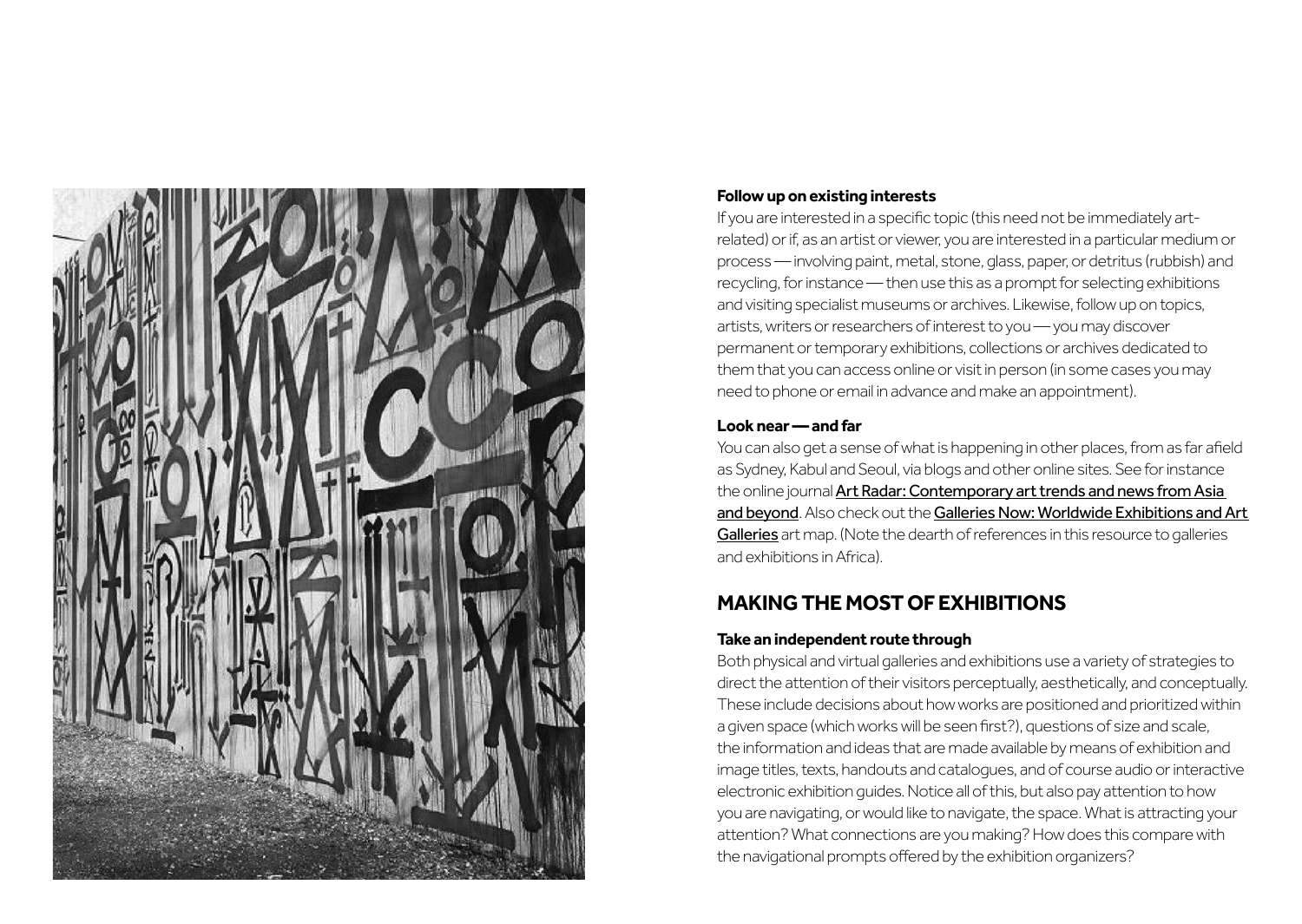**Follow up on existing interests**

If you are interested in a specific topic (this need not be immediately art-related) or if, as an artist or viewer, you are interested in a particular medium or process — involving paint, metal, stone, glass, paper, or detritus (rubbish) and recycling, for instance — then use this as a prompt for selecting exhibitions and visiting specialist museums or archives. Likewise, follow up on topics, artists, writers or researchers of interest to you — you may discover permanent or temporary exhibitions, collections or archives dedicated to them that you can access online or visit in person (in some cases you may need to phone or email in advance and make an appointment).

**Look near — and far**

You can also get a sense of what is happening in other places, from as far afield as Sydney, Kabul and Seoul, via blogs and other online sites. See for instance the online journal Art Radar: Contemporary art trends and news from Asia and beyond. Also check out the Galleries Now: Worldwide Exhibitions and Art Galleries art map. (Note the dearth of references in this resource to galleries and exhibitions in Africa).

## MAKING THE MOST OF EXHIBITIONS

**Take an independent route through**

Both physical and virtual galleries and exhibitions use a variety of strategies to direct the attention of their visitors perceptually, aesthetically, and conceptually. These include decisions about how works are positioned and prioritized within a given space (which works will be seen first?), questions of size and scale, the information and ideas that are made available by means of exhibition and image titles, texts, handouts and catalogues, and of course audio or interactive electronic exhibition guides. Notice all of this, but also pay attention to how you are navigating, or would like to navigate, the space. What is attracting your attention? What connections are you making? How does this compare with the navigational prompts offered by the exhibition organizers?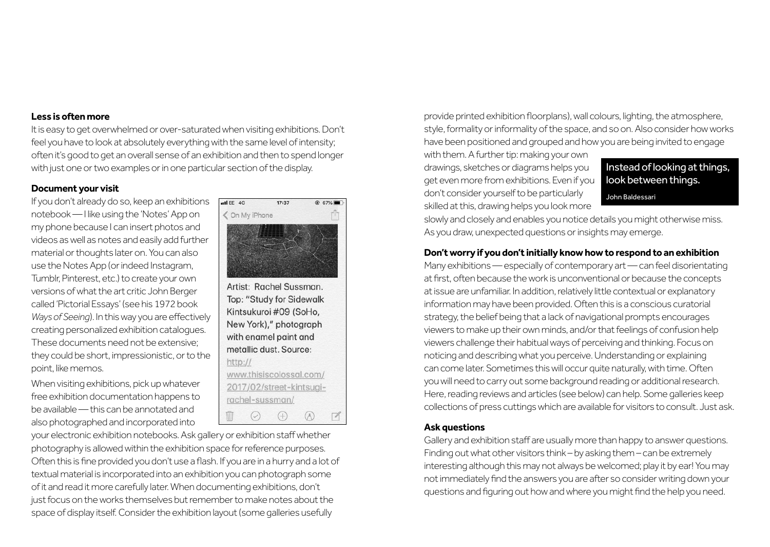**Less is often more**

It is easy to get overwhelmed or over-saturated when visiting exhibitions. Don't feel you have to look at absolutely everything with the same level of intensity; often it's good to get an overall sense of an exhibition and then to spend longer with just one or two examples or in one particular section of the display.

**Document your visit**

If you don't already do so, keep an exhibitions notebook — I like using the 'Notes' App on my phone because I can insert photos and videos as well as notes and easily add further material or thoughts later on. You can also use the Notes App (or indeed Instagram, Tumblr, Pinterest, etc.) to create your own versions of what the art critic John Berger called 'Pictorial Essays' (see his 1972 book *Ways of Seeing*). In this way you are effectively creating personalized exhibition catalogues. These documents need not be extensive; they could be short, impressionistic, or to the point, like memos.

When visiting exhibitions, pick up whatever free exhibition documentation happens to be available — this can be annotated and also photographed and incorporated into your electronic exhibition notebooks. Ask gallery or exhibition staff whether photography is allowed within the exhibition space for reference purposes. Often this is fine provided you don't use a flash. If you are in a hurry and a lot of textual material is incorporated into an exhibition you can photograph some of it and read it more carefully later. When documenting exhibitions, don't just focus on the works themselves but remember to make notes about the space of display itself. Consider the exhibition layout (some galleries usefully provide printed exhibition floorplans), wall colours, lighting, the atmosphere, style, formality or informality of the space, and so on. Also consider how works have been positioned and grouped and how you are being invited to engage with them. A further tip: making your own drawings, sketches or diagrams helps you get even more from exhibitions. Even if you don't consider yourself to be particularly skilled at this, drawing helps you look more slowly and closely and enables you notice details you might otherwise miss. As you draw, unexpected questions or insights may emerge.

> Instead of looking at things, look between things.
>
> John Baldessari

**Don't worry if you don't initially know how to respond to an exhibition**

Many exhibitions — especially of contemporary art — can feel disorientating at first, often because the work is unconventional or because the concepts at issue are unfamiliar. In addition, relatively little contextual or explanatory information may have been provided. Often this is a conscious curatorial strategy, the belief being that a lack of navigational prompts encourages viewers to make up their own minds, and/or that feelings of confusion help viewers challenge their habitual ways of perceiving and thinking. Focus on noticing and describing what you perceive. Understanding or explaining can come later. Sometimes this will occur quite naturally, with time. Often you will need to carry out some background reading or additional research. Here, reading reviews and articles (see below) can help. Some galleries keep collections of press cuttings which are available for visitors to consult. Just ask.

**Ask questions**

Gallery and exhibition staff are usually more than happy to answer questions. Finding out what other visitors think – by asking them – can be extremely interesting although this may not always be welcomed; play it by ear! You may not immediately find the answers you are after so consider writing down your questions and figuring out how and where you might find the help you need.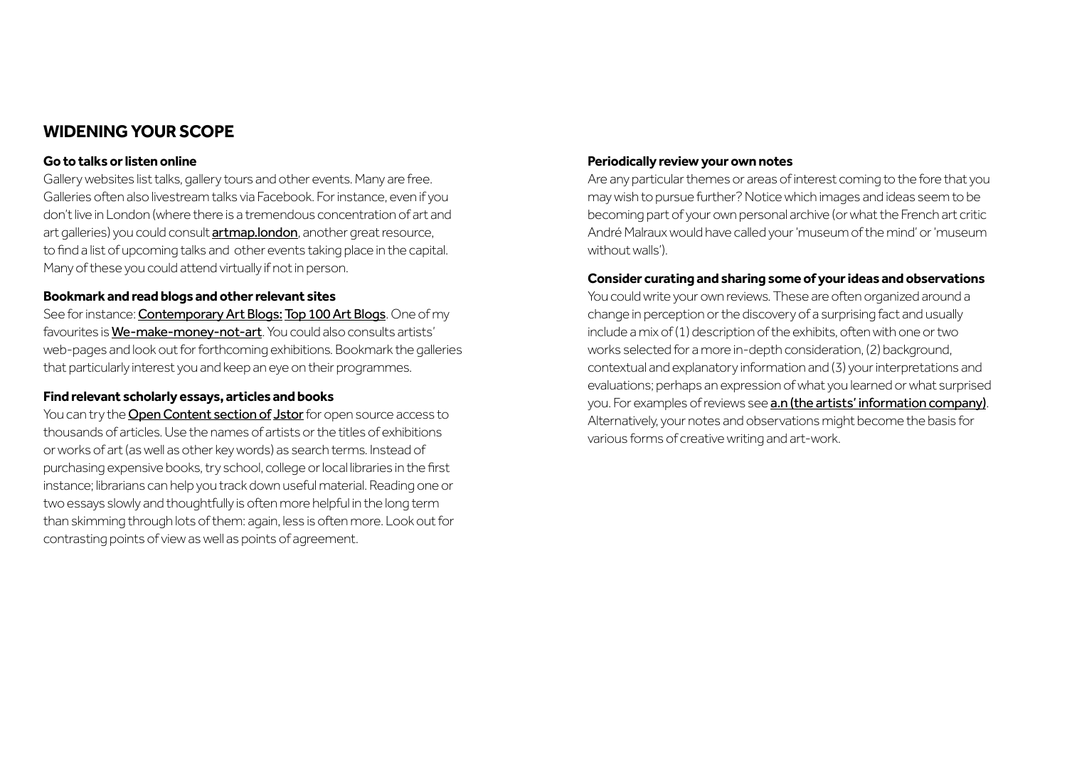## WIDENING YOUR SCOPE

### Go to talks or listen online

Gallery websites list talks, gallery tours and other events. Many are free. Galleries often also livestream talks via Facebook. For instance, even if you don't live in London (where there is a tremendous concentration of art and art galleries) you could consult artmap.london, another great resource, to find a list of upcoming talks and other events taking place in the capital. Many of these you could attend virtually if not in person.

### Bookmark and read blogs and other relevant sites

See for instance: Contemporary Art Blogs: Top 100 Art Blogs. One of my favourites is We-make-money-not-art. You could also consults artists' web-pages and look out for forthcoming exhibitions. Bookmark the galleries that particularly interest you and keep an eye on their programmes.

### Find relevant scholarly essays, articles and books

You can try the Open Content section of Jstor for open source access to thousands of articles. Use the names of artists or the titles of exhibitions or works of art (as well as other key words) as search terms. Instead of purchasing expensive books, try school, college or local libraries in the first instance; librarians can help you track down useful material. Reading one or two essays slowly and thoughtfully is often more helpful in the long term than skimming through lots of them: again, less is often more. Look out for contrasting points of view as well as points of agreement.

### Periodically review your own notes

Are any particular themes or areas of interest coming to the fore that you may wish to pursue further? Notice which images and ideas seem to be becoming part of your own personal archive (or what the French art critic André Malraux would have called your 'museum of the mind' or 'museum without walls').

### Consider curating and sharing some of your ideas and observations

You could write your own reviews. These are often organized around a change in perception or the discovery of a surprising fact and usually include a mix of (1) description of the exhibits, often with one or two works selected for a more in-depth consideration, (2) background, contextual and explanatory information and (3) your interpretations and evaluations; perhaps an expression of what you learned or what surprised you. For examples of reviews see a.n (the artists' information company). Alternatively, your notes and observations might become the basis for various forms of creative writing and art-work.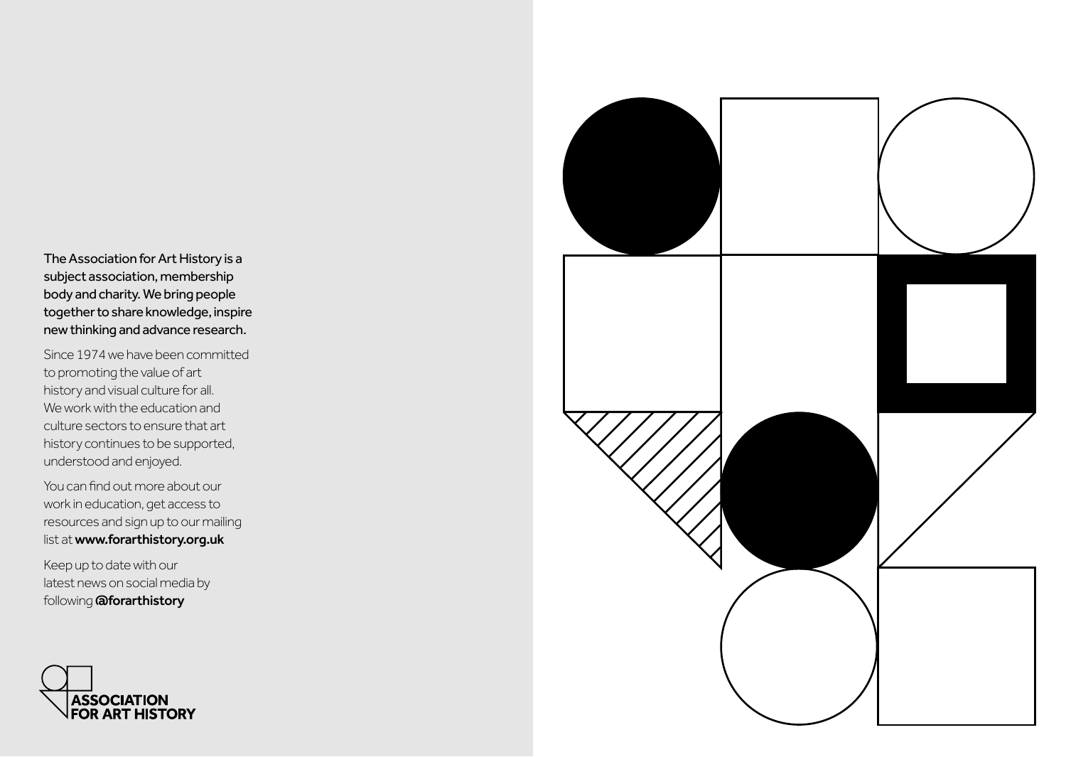The Association for Art History is a subject association, membership body and charity. We bring people together to share knowledge, inspire new thinking and advance research.

Since 1974 we have been committed to promoting the value of art history and visual culture for all. We work with the education and culture sectors to ensure that art history continues to be supported, understood and enjoyed.

You can find out more about our work in education, get access to resources and sign up to our mailing list at **www.forarthistory.org.uk**

Keep up to date with our latest news on social media by following **@forarthistory**

**ASSOCIATION FOR ART HISTORY**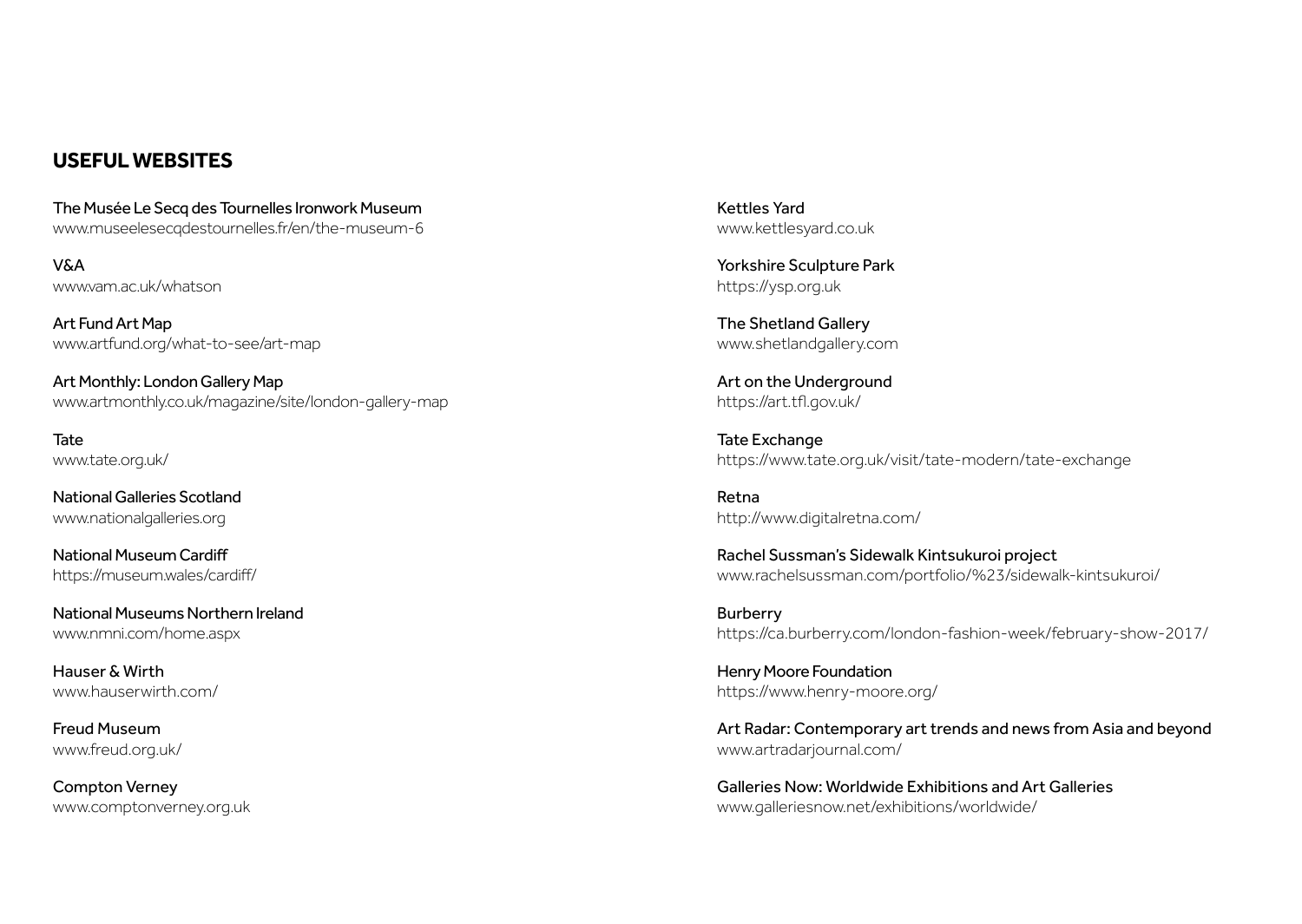## USEFUL WEBSITES

The Musée Le Secq des Tournelles Ironwork Museum
www.museelesecqdestournelles.fr/en/the-museum-6

V&A
www.vam.ac.uk/whatson

Art Fund Art Map
www.artfund.org/what-to-see/art-map

Art Monthly: London Gallery Map
www.artmonthly.co.uk/magazine/site/london-gallery-map

Tate
www.tate.org.uk/

National Galleries Scotland
www.nationalgalleries.org

National Museum Cardiff
https://museum.wales/cardiff/

National Museums Northern Ireland
www.nmni.com/home.aspx

Hauser & Wirth
www.hauserwirth.com/

Freud Museum
www.freud.org.uk/

Compton Verney
www.comptonverney.org.uk

Kettles Yard
www.kettlesyard.co.uk

Yorkshire Sculpture Park
https://ysp.org.uk

The Shetland Gallery
www.shetlandgallery.com

Art on the Underground
https://art.tfl.gov.uk/

Tate Exchange
https://www.tate.org.uk/visit/tate-modern/tate-exchange

Retna
http://www.digitalretna.com/

Rachel Sussman's Sidewalk Kintsukuroi project
www.rachelsussman.com/portfolio/%23/sidewalk-kintsukuroi/

Burberry
https://ca.burberry.com/london-fashion-week/february-show-2017/

Henry Moore Foundation
https://www.henry-moore.org/

Art Radar: Contemporary art trends and news from Asia and beyond
www.artradarjournal.com/

Galleries Now: Worldwide Exhibitions and Art Galleries
www.galleriesnow.net/exhibitions/worldwide/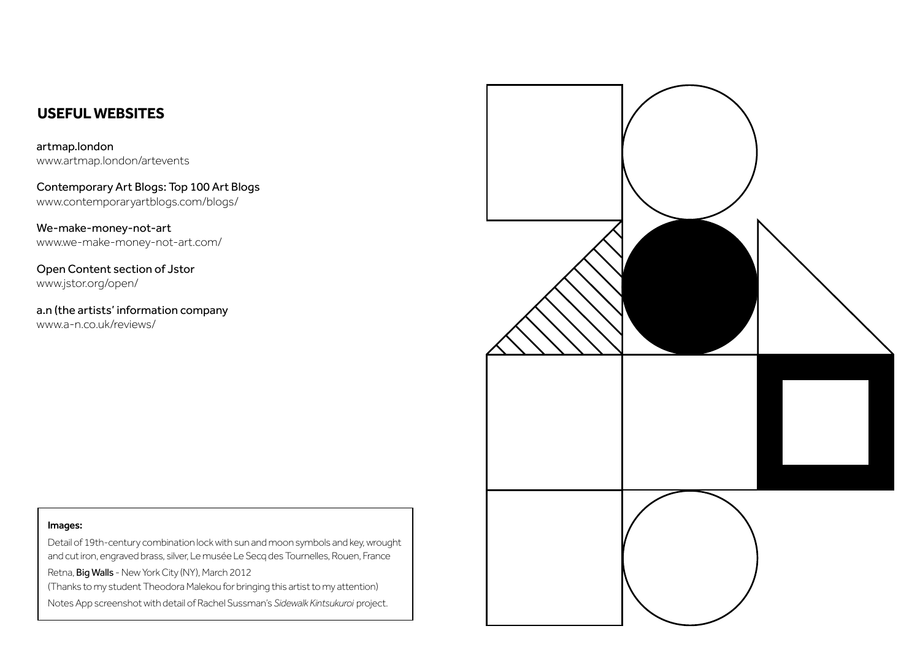## USEFUL WEBSITES

artmap.london
www.artmap.london/artevents

Contemporary Art Blogs: Top 100 Art Blogs
www.contemporaryartblogs.com/blogs/

We-make-money-not-art
www.we-make-money-not-art.com/

Open Content section of Jstor
www.jstor.org/open/

a.n (the artists' information company
www.a-n.co.uk/reviews/

**Images:**

Detail of 19th-century combination lock with sun and moon symbols and key, wrought and cut iron, engraved brass, silver, Le musée Le Secq des Tournelles, Rouen, France

Retna, **Big Walls** - New York City (NY), March 2012
(Thanks to my student Theodora Malekou for bringing this artist to my attention)

Notes App screenshot with detail of Rachel Sussman's *Sidewalk Kintsukuroi* project.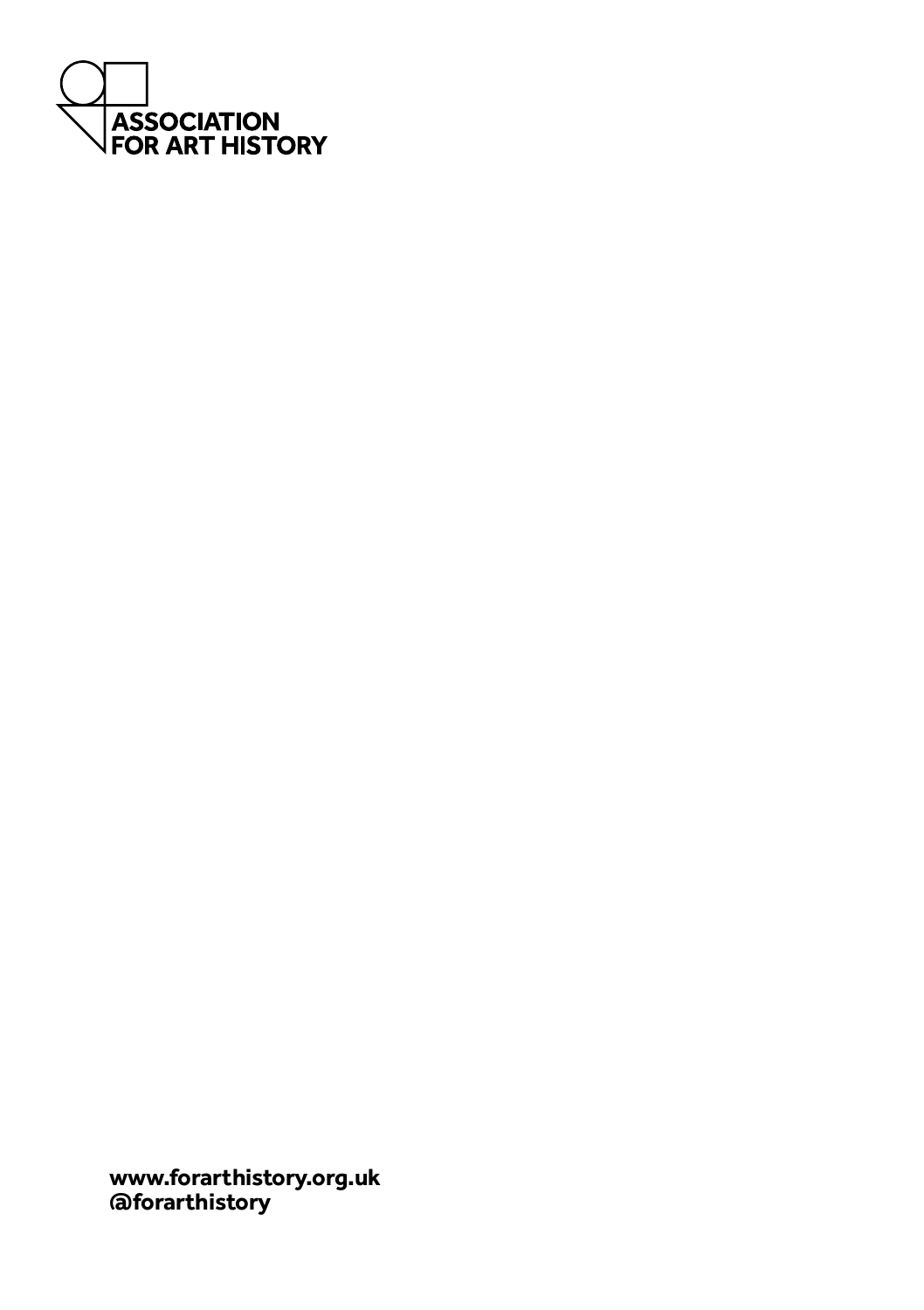ASSOCIATION
FOR ART HISTORY

**www.forarthistory.org.uk**
**@forarthistory**